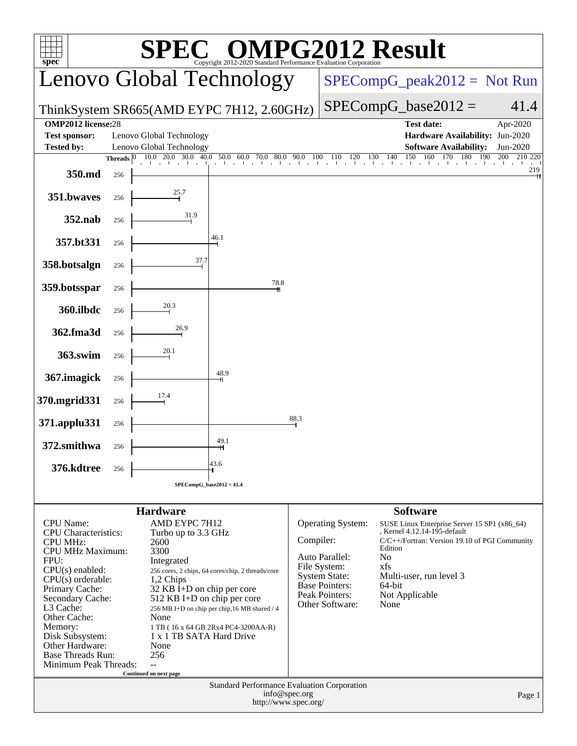# SPEC OMPG2012 Result

Copyright 2012-2020 Standard Performance Evaluation Corporation

## Lenovo Global Technology

ThinkSystem SR665(AMD EYPC 7H12, 2.60GHz)

SPECompG_peak2012 = Not Run

SPECompG_base2012 = 41.4

| | | | |
|---|---|---|---|
| **OMP2012 license:** | 28 | **Test date:** | Apr-2020 |
| **Test sponsor:** | Lenovo Global Technology | **Hardware Availability:** | Jun-2020 |
| **Tested by:** | Lenovo Global Technology | **Software Availability:** | Jun-2020 |

| Benchmark | Threads | Base Ratio |
|---|---|---|
| 350.md | 256 | 219 |
| 351.bwaves | 256 | 25.7 |
| 352.nab | 256 | 31.9 |
| 357.bt331 | 256 | 46.1 |
| 358.botsalgn | 256 | 37.7 |
| 359.botsspar | 256 | 78.8 |
| 360.ilbdc | 256 | 20.3 |
| 362.fma3d | 256 | 26.9 |
| 363.swim | 256 | 20.1 |
| 367.imagick | 256 | 48.9 |
| 370.mgrid331 | 256 | 17.4 |
| 371.applu331 | 256 | 88.3 |
| 372.smithwa | 256 | 49.1 |
| 376.kdtree | 256 | 43.6 |

SPECompG_base2012 = 41.4

## Hardware

| | |
|---|---|
| CPU Name: | AMD EYPC 7H12 |
| CPU Characteristics: | Turbo up to 3.3 GHz |
| CPU MHz: | 2600 |
| CPU MHz Maximum: | 3300 |
| FPU: | Integrated |
| CPU(s) enabled: | 256 cores, 2 chips, 64 cores/chip, 2 threads/core |
| CPU(s) orderable: | 1,2 Chips |
| Primary Cache: | 32 KB I+D on chip per core |
| Secondary Cache: | 512 KB I+D on chip per core |
| L3 Cache: | 256 MB I+D on chip per chip,16 MB shared / 4 |
| Other Cache: | None |
| Memory: | 1 TB ( 16 x 64 GB 2Rx4 PC4-3200AA-R) |
| Disk Subsystem: | 1 x 1 TB SATA Hard Drive |
| Other Hardware: | None |
| Base Threads Run: | 256 |
| Minimum Peak Threads: | -- |

Continued on next page

## Software

| | |
|---|---|
| Operating System: | SUSE Linux Enterprise Server 15 SP1 (x86_64) , Kernel 4.12.14-195-default |
| Compiler: | C/C++/Fortran: Version 19.10 of PGI Community Edition |
| Auto Parallel: | No |
| File System: | xfs |
| System State: | Multi-user, run level 3 |
| Base Pointers: | 64-bit |
| Peak Pointers: | Not Applicable |
| Other Software: | None |

Standard Performance Evaluation Corporation
info@spec.org
http://www.spec.org/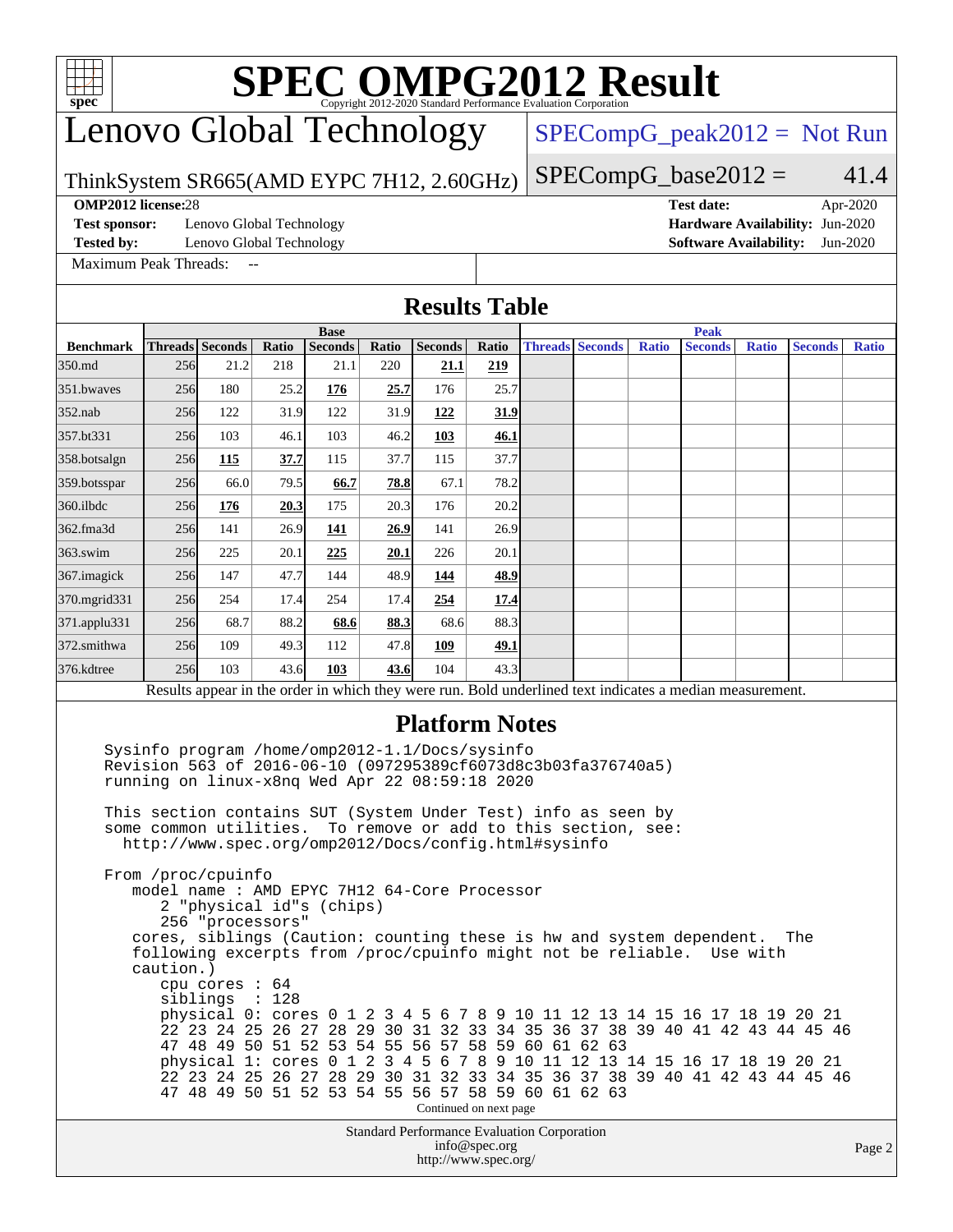# SPEC OMPG2012 Result

Copyright 2012-2020 Standard Performance Evaluation Corporation

## Lenovo Global Technology

ThinkSystem SR665(AMD EYPC 7H12, 2.60GHz)

SPECompG_peak2012 = Not Run

SPECompG_base2012 = 41.4

**OMP2012 license:** 28
**Test sponsor:** Lenovo Global Technology
**Tested by:** Lenovo Global Technology
**Test date:** Apr-2020
**Hardware Availability:** Jun-2020
**Software Availability:** Jun-2020

Maximum Peak Threads: --

## Results Table

| Benchmark | Base | | | | | | | Peak | | | | | | |
|---|---|---|---|---|---|---|---|---|---|---|---|---|---|---|
| | Threads | Seconds | Ratio | Seconds | Ratio | Seconds | Ratio | Threads | Seconds | Ratio | Seconds | Ratio | Seconds | Ratio |
| 350.md | 256 | 21.2 | 218 | 21.1 | 220 | **21.1** | **219** | | | | | | | |
| 351.bwaves | 256 | 180 | 25.2 | **176** | **25.7** | 176 | 25.7 | | | | | | | |
| 352.nab | 256 | 122 | 31.9 | 122 | 31.9 | **122** | **31.9** | | | | | | | |
| 357.bt331 | 256 | 103 | 46.1 | 103 | 46.2 | **103** | **46.1** | | | | | | | |
| 358.botsalgn | 256 | **115** | **37.7** | 115 | 37.7 | 115 | 37.7 | | | | | | | |
| 359.botsspar | 256 | 66.0 | 79.5 | **66.7** | **78.8** | 67.1 | 78.2 | | | | | | | |
| 360.ilbdc | 256 | **176** | **20.3** | 175 | 20.3 | 176 | 20.2 | | | | | | | |
| 362.fma3d | 256 | 141 | 26.9 | **141** | **26.9** | 141 | 26.9 | | | | | | | |
| 363.swim | 256 | 225 | 20.1 | **225** | **20.1** | 226 | 20.1 | | | | | | | |
| 367.imagick | 256 | 147 | 47.7 | 144 | 48.9 | **144** | **48.9** | | | | | | | |
| 370.mgrid331 | 256 | 254 | 17.4 | 254 | 17.4 | **254** | **17.4** | | | | | | | |
| 371.applu331 | 256 | 68.7 | 88.2 | **68.6** | **88.3** | 68.6 | 88.3 | | | | | | | |
| 372.smithwa | 256 | 109 | 49.3 | 112 | 47.8 | **109** | **49.1** | | | | | | | |
| 376.kdtree | 256 | 103 | 43.6 | **103** | **43.6** | 104 | 43.3 | | | | | | | |

Results appear in the order in which they were run. Bold underlined text indicates a median measurement.

## Platform Notes

```
Sysinfo program /home/omp2012-1.1/Docs/sysinfo
Revision 563 of 2016-06-10 (097295389cf6073d8c3b03fa376740a5)
running on linux-x8nq Wed Apr 22 08:59:18 2020

This section contains SUT (System Under Test) info as seen by
some common utilities.  To remove or add to this section, see:
  http://www.spec.org/omp2012/Docs/config.html#sysinfo

From /proc/cpuinfo
   model name : AMD EPYC 7H12 64-Core Processor
      2 "physical id"s (chips)
      256 "processors"
   cores, siblings (Caution: counting these is hw and system dependent.  The
   following excerpts from /proc/cpuinfo might not be reliable.  Use with
   caution.)
      cpu cores : 64
      siblings  : 128
      physical 0: cores 0 1 2 3 4 5 6 7 8 9 10 11 12 13 14 15 16 17 18 19 20 21
      22 23 24 25 26 27 28 29 30 31 32 33 34 35 36 37 38 39 40 41 42 43 44 45 46
      47 48 49 50 51 52 53 54 55 56 57 58 59 60 61 62 63
      physical 1: cores 0 1 2 3 4 5 6 7 8 9 10 11 12 13 14 15 16 17 18 19 20 21
      22 23 24 25 26 27 28 29 30 31 32 33 34 35 36 37 38 39 40 41 42 43 44 45 46
      47 48 49 50 51 52 53 54 55 56 57 58 59 60 61 62 63
```

Continued on next page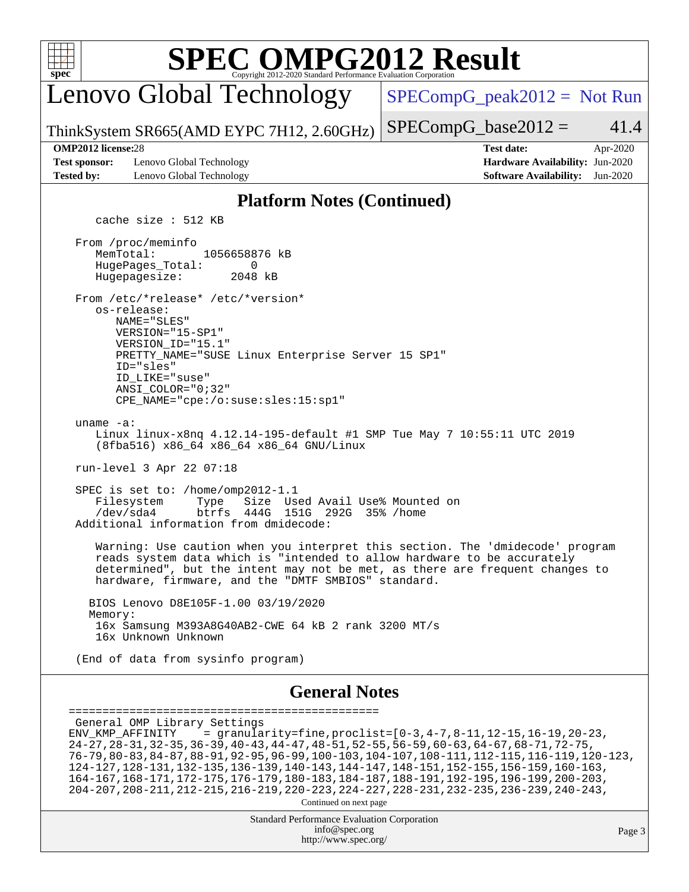# Lenovo Global Technology

ThinkSystem SR665(AMD EYPC 7H12, 2.60GHz)

SPECompG_peak2012 = Not Run

SPECompG_base2012 = 41.4

**OMP2012 license:** 28
**Test sponsor:** Lenovo Global Technology
**Tested by:** Lenovo Global Technology

**Test date:** Apr-2020
**Hardware Availability:** Jun-2020
**Software Availability:** Jun-2020

## Platform Notes (Continued)

```
    cache size : 512 KB

 From /proc/meminfo
    MemTotal:       1056658876 kB
    HugePages_Total:       0
    Hugepagesize:       2048 kB

 From /etc/*release* /etc/*version*
    os-release:
       NAME="SLES"
       VERSION="15-SP1"
       VERSION_ID="15.1"
       PRETTY_NAME="SUSE Linux Enterprise Server 15 SP1"
       ID="sles"
       ID_LIKE="suse"
       ANSI_COLOR="0;32"
       CPE_NAME="cpe:/o:suse:sles:15:sp1"

 uname -a:
    Linux linux-x8nq 4.12.14-195-default #1 SMP Tue May 7 10:55:11 UTC 2019
    (8fba516) x86_64 x86_64 x86_64 GNU/Linux

 run-level 3 Apr 22 07:18

 SPEC is set to: /home/omp2012-1.1
    Filesystem     Type   Size  Used Avail Use% Mounted on
    /dev/sda4      btrfs  444G  151G  292G  35% /home
 Additional information from dmidecode:

    Warning: Use caution when you interpret this section. The 'dmidecode' program
    reads system data which is "intended to allow hardware to be accurately
    determined", but the intent may not be met, as there are frequent changes to
    hardware, firmware, and the "DMTF SMBIOS" standard.

   BIOS Lenovo D8E105F-1.00 03/19/2020
   Memory:
    16x Samsung M393A8G40AB2-CWE 64 kB 2 rank 3200 MT/s
    16x Unknown Unknown

 (End of data from sysinfo program)
```

## General Notes

```
==============================================
General OMP Library Settings
ENV_KMP_AFFINITY     = granularity=fine,proclist=[0-3,4-7,8-11,12-15,16-19,20-23,
24-27,28-31,32-35,36-39,40-43,44-47,48-51,52-55,56-59,60-63,64-67,68-71,72-75,
76-79,80-83,84-87,88-91,92-95,96-99,100-103,104-107,108-111,112-115,116-119,120-123,
124-127,128-131,132-135,136-139,140-143,144-147,148-151,152-155,156-159,160-163,
164-167,168-171,172-175,176-179,180-183,184-187,188-191,192-195,196-199,200-203,
204-207,208-211,212-215,216-219,220-223,224-227,228-231,232-235,236-239,240-243,
```

Continued on next page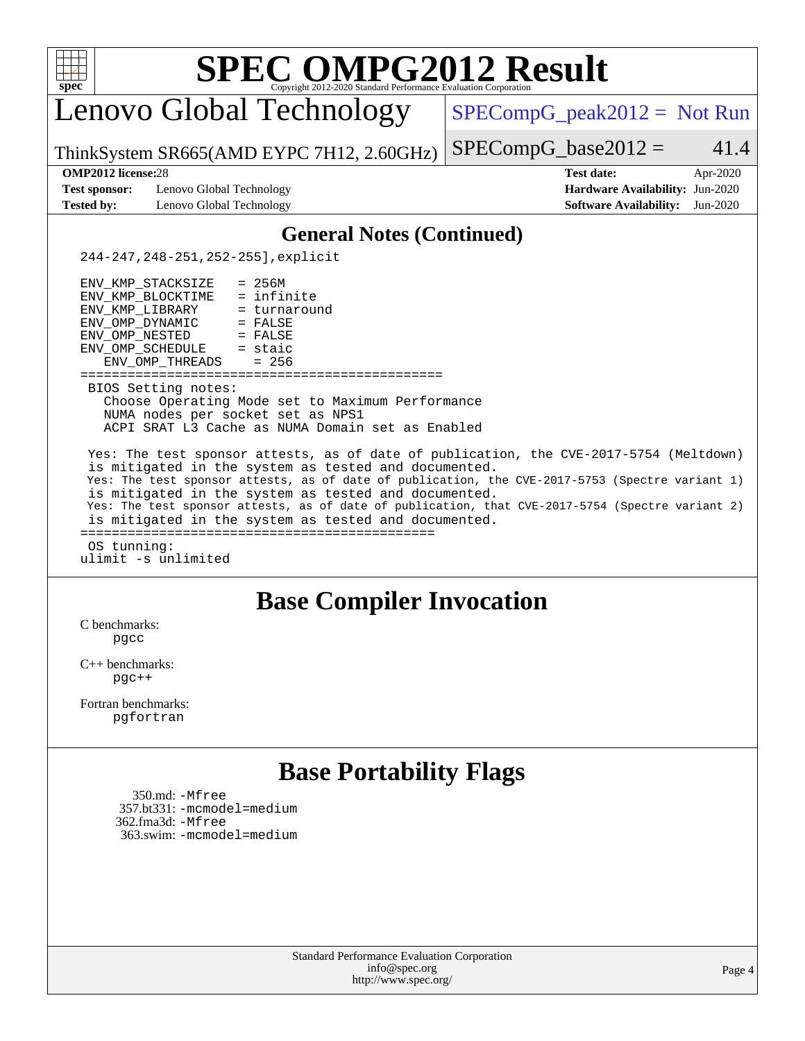# SPEC OMPG2012 Result

Copyright 2012-2020 Standard Performance Evaluation Corporation

## Lenovo Global Technology

ThinkSystem SR665(AMD EYPC 7H12, 2.60GHz)

SPECompG_peak2012 = Not Run

SPECompG_base2012 = 41.4

| | | | |
|---|---|---|---|
| **OMP2012 license:** | 28 | **Test date:** | Apr-2020 |
| **Test sponsor:** | Lenovo Global Technology | **Hardware Availability:** | Jun-2020 |
| **Tested by:** | Lenovo Global Technology | **Software Availability:** | Jun-2020 |

## General Notes (Continued)

```
244-247,248-251,252-255],explicit

ENV_KMP_STACKSIZE   = 256M
ENV_KMP_BLOCKTIME   = infinite
ENV_KMP_LIBRARY     = turnaround
ENV_OMP_DYNAMIC     = FALSE
ENV_OMP_NESTED      = FALSE
ENV_OMP_SCHEDULE    = staic
   ENV_OMP_THREADS    = 256
=============================================
 BIOS Setting notes:
   Choose Operating Mode set to Maximum Performance
   NUMA nodes per socket set as NPS1
   ACPI SRAT L3 Cache as NUMA Domain set as Enabled

 Yes: The test sponsor attests, as of date of publication, the CVE-2017-5754 (Meltdown)
 is mitigated in the system as tested and documented.
 Yes: The test sponsor attests, as of date of publication, the CVE-2017-5753 (Spectre variant 1)
 is mitigated in the system as tested and documented.
 Yes: The test sponsor attests, as of date of publication, that CVE-2017-5754 (Spectre variant 2)
 is mitigated in the system as tested and documented.
=============================================
 OS tunning:
ulimit -s unlimited
```

## Base Compiler Invocation

C benchmarks:
pgcc

C++ benchmarks:
pgc++

Fortran benchmarks:
pgfortran

## Base Portability Flags

350.md: -Mfree
357.bt331: -mcmodel=medium
362.fma3d: -Mfree
363.swim: -mcmodel=medium

Standard Performance Evaluation Corporation
info@spec.org
http://www.spec.org/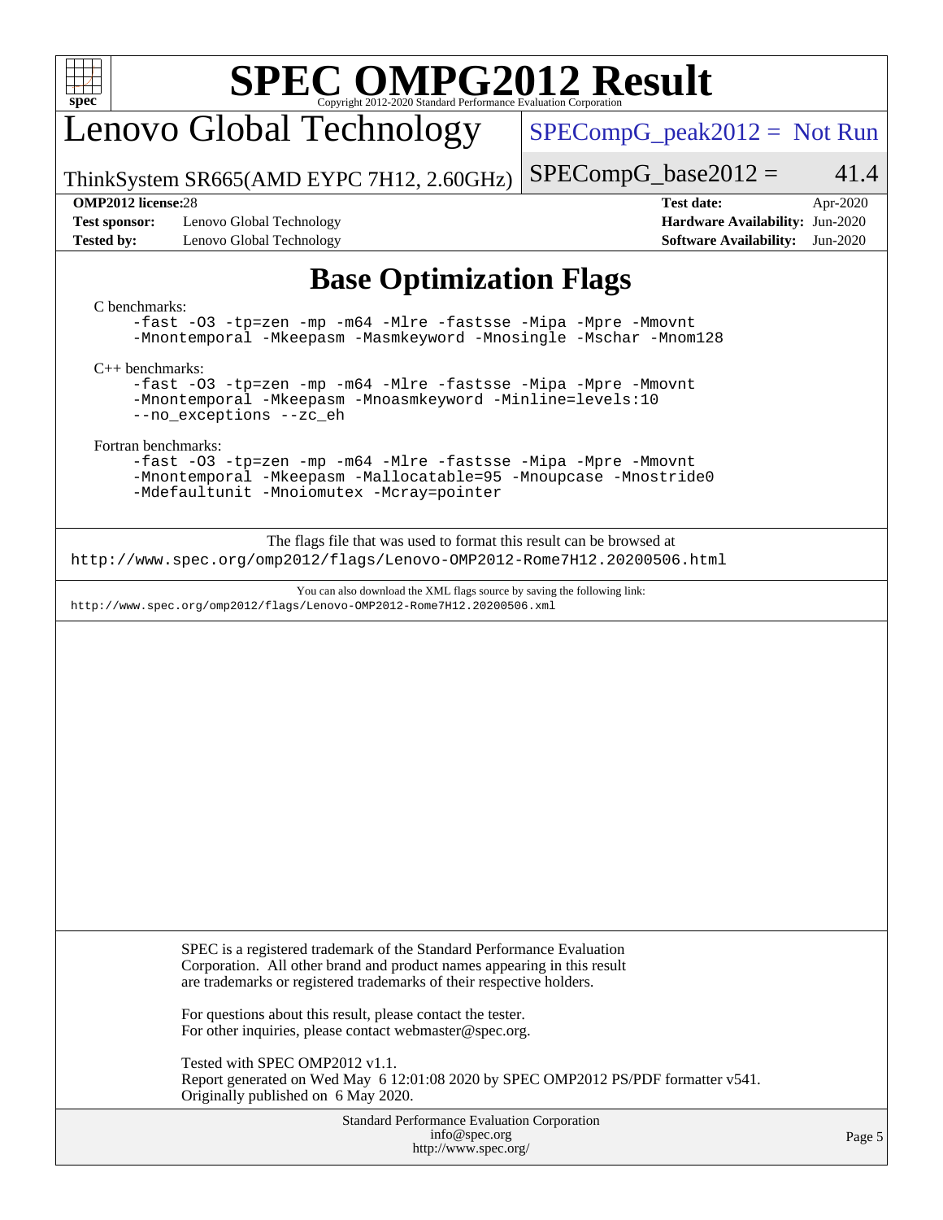# SPEC OMPG2012 Result

Copyright 2012-2020 Standard Performance Evaluation Corporation

## Lenovo Global Technology

ThinkSystem SR665(AMD EYPC 7H12, 2.60GHz)

SPECompG_peak2012 = Not Run

SPECompG_base2012 = 41.4

**OMP2012 license:** 28
**Test sponsor:** Lenovo Global Technology
**Tested by:** Lenovo Global Technology

**Test date:** Apr-2020
**Hardware Availability:** Jun-2020
**Software Availability:** Jun-2020

## Base Optimization Flags

C benchmarks:

```
-fast -O3 -tp=zen -mp -m64 -Mlre -fastsse -Mipa -Mpre -Mmovnt
-Mnontemporal -Mkeepasm -Masmkeyword -Mnosingle -Mschar -Mnom128
```

C++ benchmarks:

```
-fast -O3 -tp=zen -mp -m64 -Mlre -fastsse -Mipa -Mpre -Mmovnt
-Mnontemporal -Mkeepasm -Mnoasmkeyword -Minline=levels:10
--no_exceptions --zc_eh
```

Fortran benchmarks:

```
-fast -O3 -tp=zen -mp -m64 -Mlre -fastsse -Mipa -Mpre -Mmovnt
-Mnontemporal -Mkeepasm -Mallocatable=95 -Mnoupcase -Mnostride0
-Mdefaultunit -Mnoiomutex -Mcray=pointer
```

The flags file that was used to format this result can be browsed at
http://www.spec.org/omp2012/flags/Lenovo-OMP2012-Rome7H12.20200506.html

You can also download the XML flags source by saving the following link:
http://www.spec.org/omp2012/flags/Lenovo-OMP2012-Rome7H12.20200506.xml

SPEC is a registered trademark of the Standard Performance Evaluation Corporation. All other brand and product names appearing in this result are trademarks or registered trademarks of their respective holders.

For questions about this result, please contact the tester.
For other inquiries, please contact webmaster@spec.org.

Tested with SPEC OMP2012 v1.1.
Report generated on Wed May 6 12:01:08 2020 by SPEC OMP2012 PS/PDF formatter v541.
Originally published on 6 May 2020.

Standard Performance Evaluation Corporation
info@spec.org
http://www.spec.org/